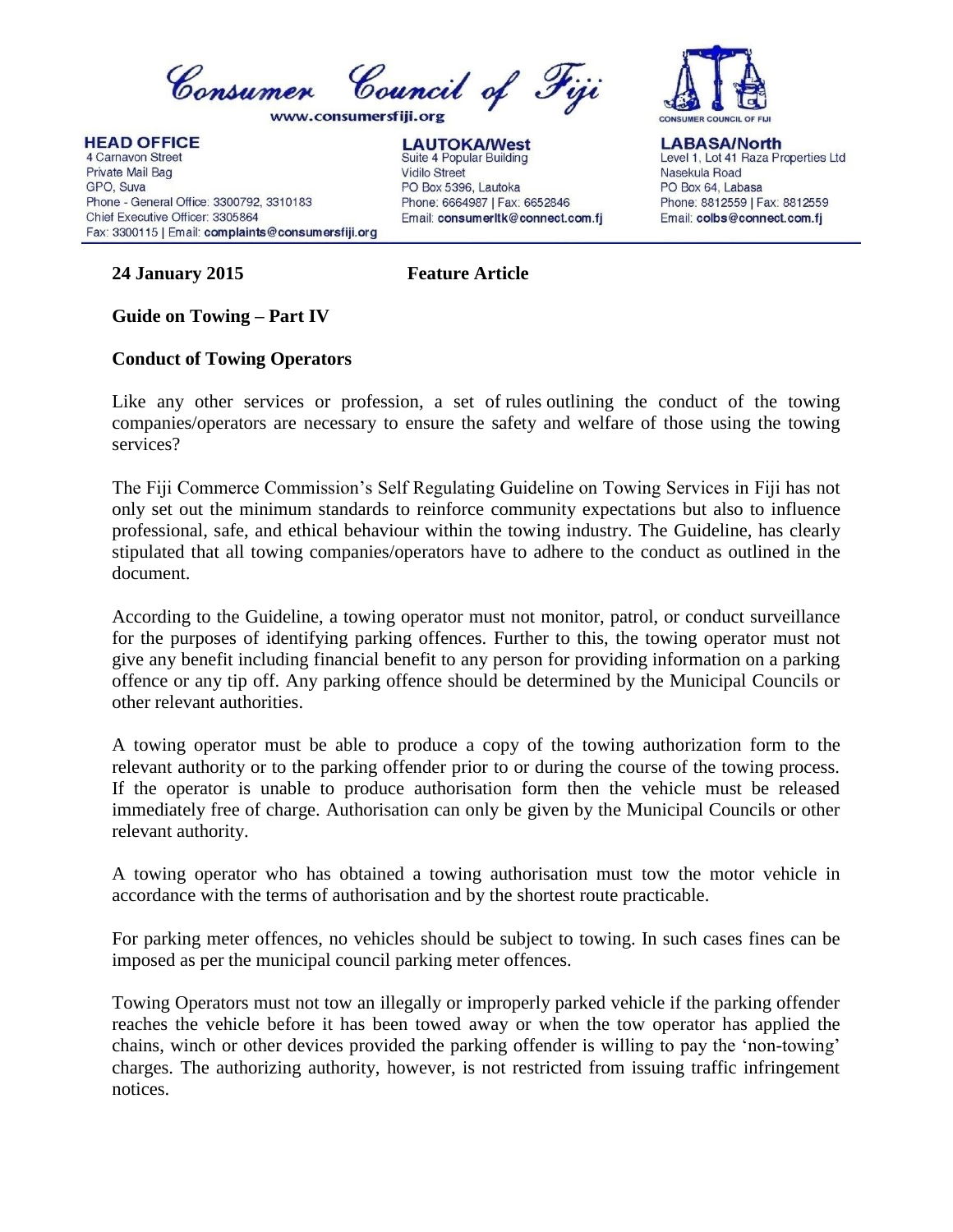# Consumer Council of Fiji

www.consumersfiji.org

**HEAD OFFICE**
4 Carnavon Street
Private Mail Bag
GPO, Suva
Phone - General Office: 3300792, 3310183
Chief Executive Officer: 3305864
Fax: 3300115 | Email: **complaints@consumersfiji.org**

**LAUTOKA/West**
Suite 4 Popular Building
Vidilo Street
PO Box 5396, Lautoka
Phone: 6664987 | Fax: 6652846
Email: **consumerltk@connect.com.fj**

**LABASA/North**
Level 1, Lot 41 Raza Properties Ltd
Nasekula Road
PO Box 64, Labasa
Phone: 8812559 | Fax: 8812559
Email: **colbs@connect.com.fj**

**24 January 2015** **Feature Article**

**Guide on Towing – Part IV**

**Conduct of Towing Operators**

Like any other services or profession, a set of rules outlining the conduct of the towing companies/operators are necessary to ensure the safety and welfare of those using the towing services?

The Fiji Commerce Commission's Self Regulating Guideline on Towing Services in Fiji has not only set out the minimum standards to reinforce community expectations but also to influence professional, safe, and ethical behaviour within the towing industry. The Guideline, has clearly stipulated that all towing companies/operators have to adhere to the conduct as outlined in the document.

According to the Guideline, a towing operator must not monitor, patrol, or conduct surveillance for the purposes of identifying parking offences. Further to this, the towing operator must not give any benefit including financial benefit to any person for providing information on a parking offence or any tip off. Any parking offence should be determined by the Municipal Councils or other relevant authorities.

A towing operator must be able to produce a copy of the towing authorization form to the relevant authority or to the parking offender prior to or during the course of the towing process. If the operator is unable to produce authorisation form then the vehicle must be released immediately free of charge. Authorisation can only be given by the Municipal Councils or other relevant authority.

A towing operator who has obtained a towing authorisation must tow the motor vehicle in accordance with the terms of authorisation and by the shortest route practicable.

For parking meter offences, no vehicles should be subject to towing. In such cases fines can be imposed as per the municipal council parking meter offences.

Towing Operators must not tow an illegally or improperly parked vehicle if the parking offender reaches the vehicle before it has been towed away or when the tow operator has applied the chains, winch or other devices provided the parking offender is willing to pay the 'non-towing' charges. The authorizing authority, however, is not restricted from issuing traffic infringement notices.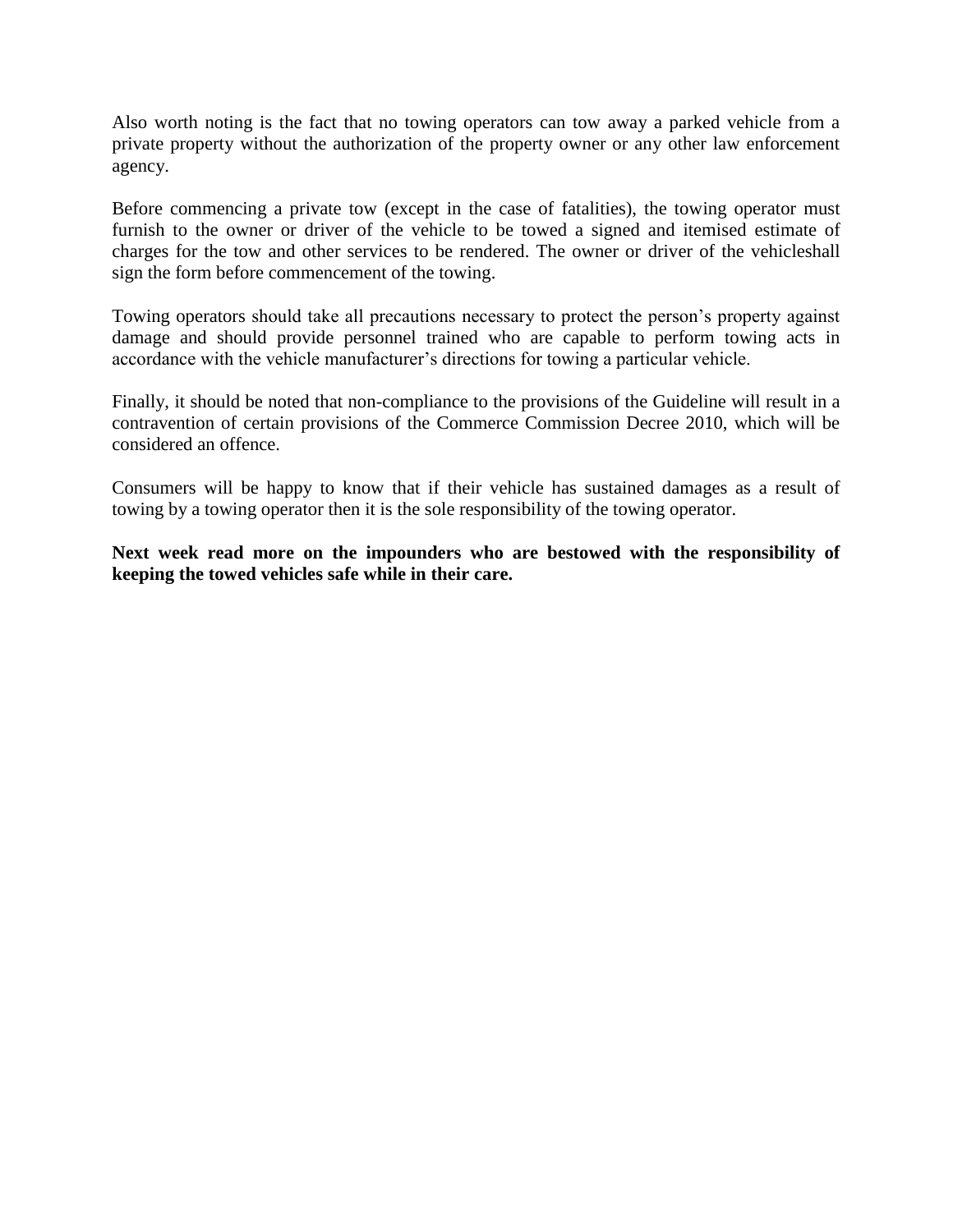Also worth noting is the fact that no towing operators can tow away a parked vehicle from a private property without the authorization of the property owner or any other law enforcement agency.

Before commencing a private tow (except in the case of fatalities), the towing operator must furnish to the owner or driver of the vehicle to be towed a signed and itemised estimate of charges for the tow and other services to be rendered. The owner or driver of the vehicleshall sign the form before commencement of the towing.

Towing operators should take all precautions necessary to protect the person's property against damage and should provide personnel trained who are capable to perform towing acts in accordance with the vehicle manufacturer's directions for towing a particular vehicle.

Finally, it should be noted that non-compliance to the provisions of the Guideline will result in a contravention of certain provisions of the Commerce Commission Decree 2010, which will be considered an offence.

Consumers will be happy to know that if their vehicle has sustained damages as a result of towing by a towing operator then it is the sole responsibility of the towing operator.

**Next week read more on the impounders who are bestowed with the responsibility of keeping the towed vehicles safe while in their care.**